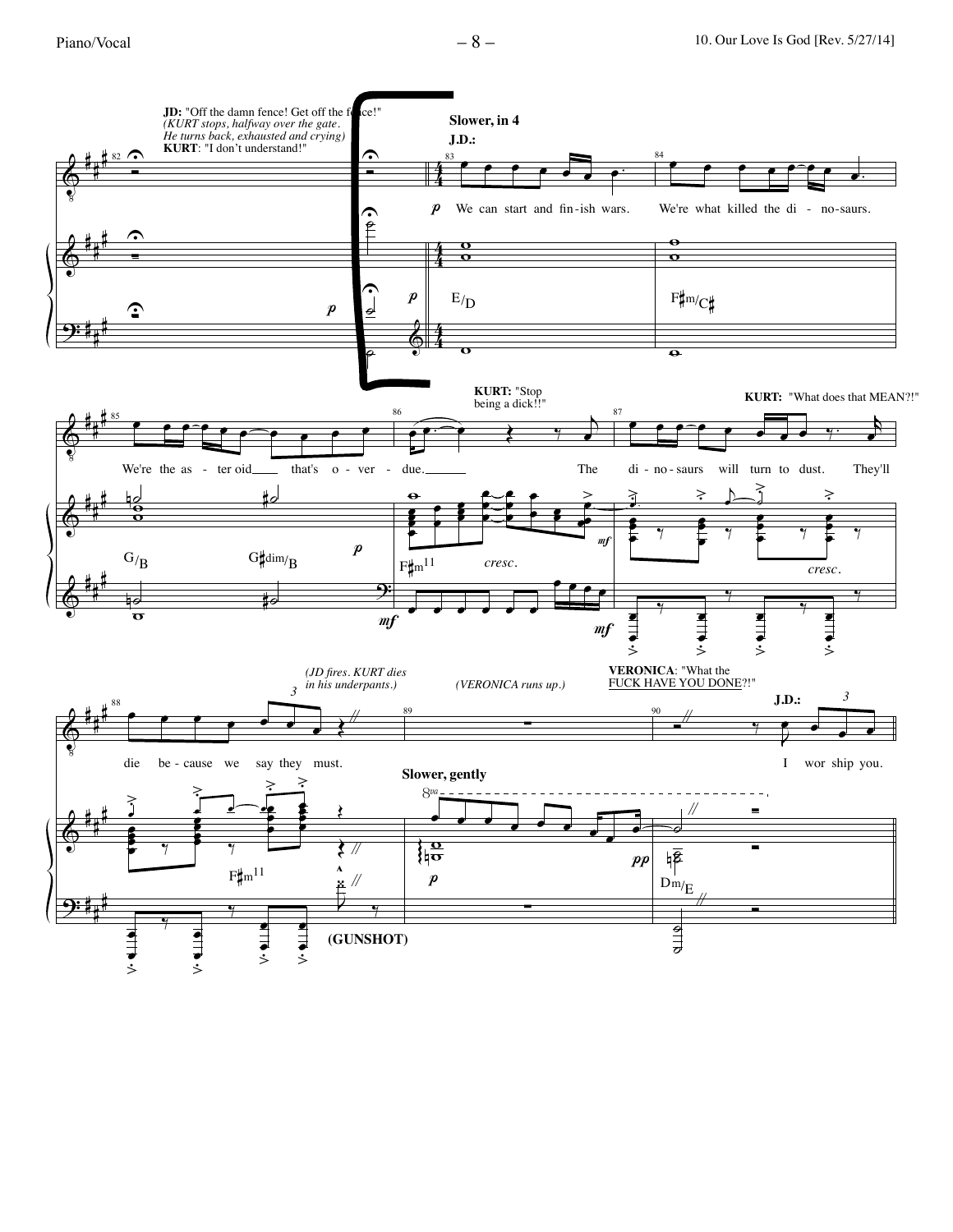**JD:** "Off the damn fence! Get off the fence!"
*(KURT stops, halfway over the gate. He turns back, exhausted and crying)*
**KURT**: "I don't understand!"

**Slower, in 4**

**J.D.:**

We can start and fin-ish wars. We're what killed the di - no-saurs.

We're the as - ter oid that's o - ver - due.

**KURT:** "Stop being a dick!!"

The di - no - saurs will turn to dust.

**KURT:** "What does that MEAN?!"

They'll die be - cause we say they must.

*(JD fires. KURT dies in his underpants.)*

**(GUNSHOT)**

**Slower, gently**

*(VERONICA runs up.)*

**VERONICA**: "What the FUCK HAVE YOU DONE?!"

**J.D.:**

I wor ship you.

E/D — F♯m/C♯ — G/B — G♯dim/B — F♯m11 — F♯m11 — Dm/E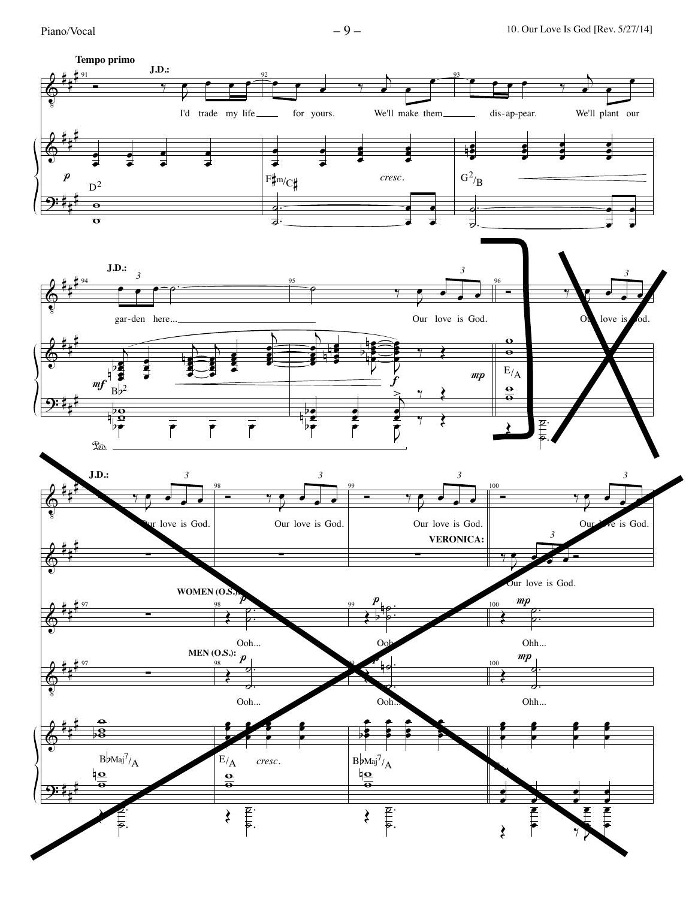**Tempo primo**

**J.D.:**

I'd trade my life for yours. We'll make them dis-ap-pear. We'll plant our gar-den here... Our love is God. Our love is God.

*p* D[2] — F♯m/C♯ *cresc.* — G[2]/B

*mf* B♭[2] — *f* — *mp* E/A

**J.D.:**

Our love is God. Our love is God. Our love is God. Our love is God.

**VERONICA:**

Our love is God.

**WOMEN (O.S.):**

*p* Ooh... *p* Ooh... *mp* Ohh...

**MEN (O.S.):**

*p* Ooh... *p* Ooh... *mp* Ohh...

B♭Maj[7]/A — E/A *cresc.* — B♭Maj[7]/A — E/A